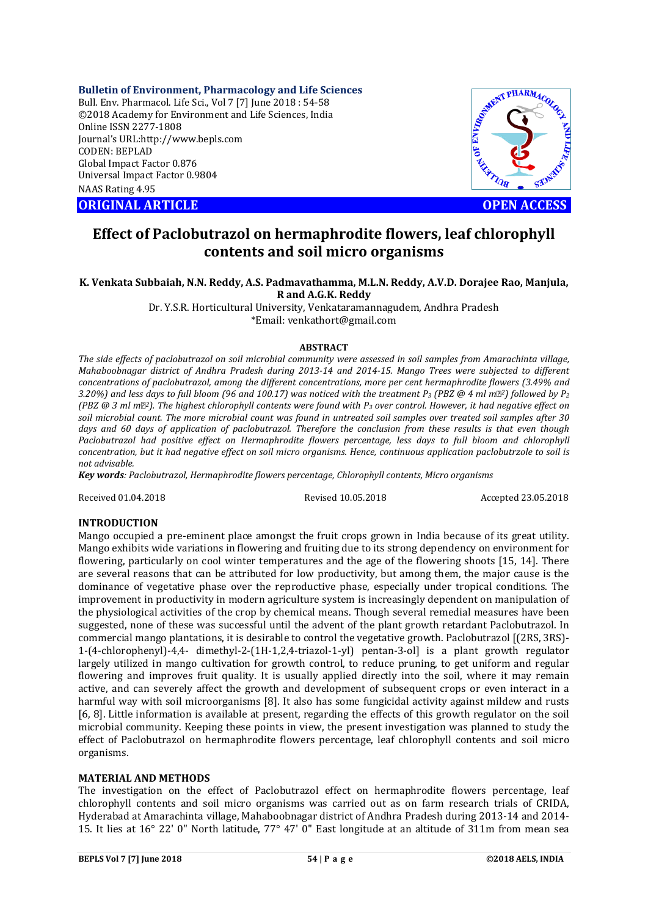**Bulletin of Environment, Pharmacology and Life Sciences**
Bull. Env. Pharmacol. Life Sci., Vol 7 [7] June 2018 : 54-58
©2018 Academy for Environment and Life Sciences, India
Online ISSN 2277-1808
Journal's URL:http://www.bepls.com
CODEN: BEPLAD
Global Impact Factor 0.876
Universal Impact Factor 0.9804
NAAS Rating 4.95

**ORIGINAL ARTICLE** **OPEN ACCESS**

# Effect of Paclobutrazol on hermaphrodite flowers, leaf chlorophyll contents and soil micro organisms

**K. Venkata Subbaiah, N.N. Reddy, A.S. Padmavathamma, M.L.N. Reddy, A.V.D. Dorajee Rao, Manjula, R and A.G.K. Reddy**

Dr. Y.S.R. Horticultural University, Venkataramannagudem, Andhra Pradesh
*Email: venkathort@gmail.com

**ABSTRACT**

*The side effects of paclobutrazol on soil microbial community were assessed in soil samples from Amarachinta village, Mahaboobnagar district of Andhra Pradesh during 2013-14 and 2014-15. Mango Trees were subjected to different concentrations of paclobutrazol, among the different concentrations, more per cent hermaphrodite flowers (3.49% and 3.20%) and less days to full bloom (96 and 100.17) was noticed with the treatment $P_3$ (PBZ @ 4 ml m⁻²) followed by $P_2$ (PBZ @ 3 ml m⁻²). The highest chlorophyll contents were found with $P_3$ over control. However, it had negative effect on soil microbial count. The more microbial count was found in untreated soil samples over treated soil samples after 30 days and 60 days of application of paclobutrazol. Therefore the conclusion from these results is that even though Paclobutrazol had positive effect on Hermaphrodite flowers percentage, less days to full bloom and chlorophyll concentration, but it had negative effect on soil micro organisms. Hence, continuous application paclobutrzole to soil is not advisable.*

***Key words**: Paclobutrazol, Hermaphrodite flowers percentage, Chlorophyll contents, Micro organisms*

Received 01.04.2018 Revised 10.05.2018 Accepted 23.05.2018

## INTRODUCTION

Mango occupied a pre-eminent place amongst the fruit crops grown in India because of its great utility. Mango exhibits wide variations in flowering and fruiting due to its strong dependency on environment for flowering, particularly on cool winter temperatures and the age of the flowering shoots [15, 14]. There are several reasons that can be attributed for low productivity, but among them, the major cause is the dominance of vegetative phase over the reproductive phase, especially under tropical conditions. The improvement in productivity in modern agriculture system is increasingly dependent on manipulation of the physiological activities of the crop by chemical means. Though several remedial measures have been suggested, none of these was successful until the advent of the plant growth retardant Paclobutrazol. In commercial mango plantations, it is desirable to control the vegetative growth. Paclobutrazol [(2RS, 3RS)-1-(4-chlorophenyl)-4,4- dimethyl-2-(1H-1,2,4-triazol-1-yl) pentan-3-ol] is a plant growth regulator largely utilized in mango cultivation for growth control, to reduce pruning, to get uniform and regular flowering and improves fruit quality. It is usually applied directly into the soil, where it may remain active, and can severely affect the growth and development of subsequent crops or even interact in a harmful way with soil microorganisms [8]. It also has some fungicidal activity against mildew and rusts [6, 8]. Little information is available at present, regarding the effects of this growth regulator on the soil microbial community. Keeping these points in view, the present investigation was planned to study the effect of Paclobutrazol on hermaphrodite flowers percentage, leaf chlorophyll contents and soil micro organisms.

## MATERIAL AND METHODS

The investigation on the effect of Paclobutrazol effect on hermaphrodite flowers percentage, leaf chlorophyll contents and soil micro organisms was carried out as on farm research trials of CRIDA, Hyderabad at Amarachinta village, Mahaboobnagar district of Andhra Pradesh during 2013-14 and 2014-15. It lies at 16° 22' 0" North latitude, 77° 47' 0" East longitude at an altitude of 311m from mean sea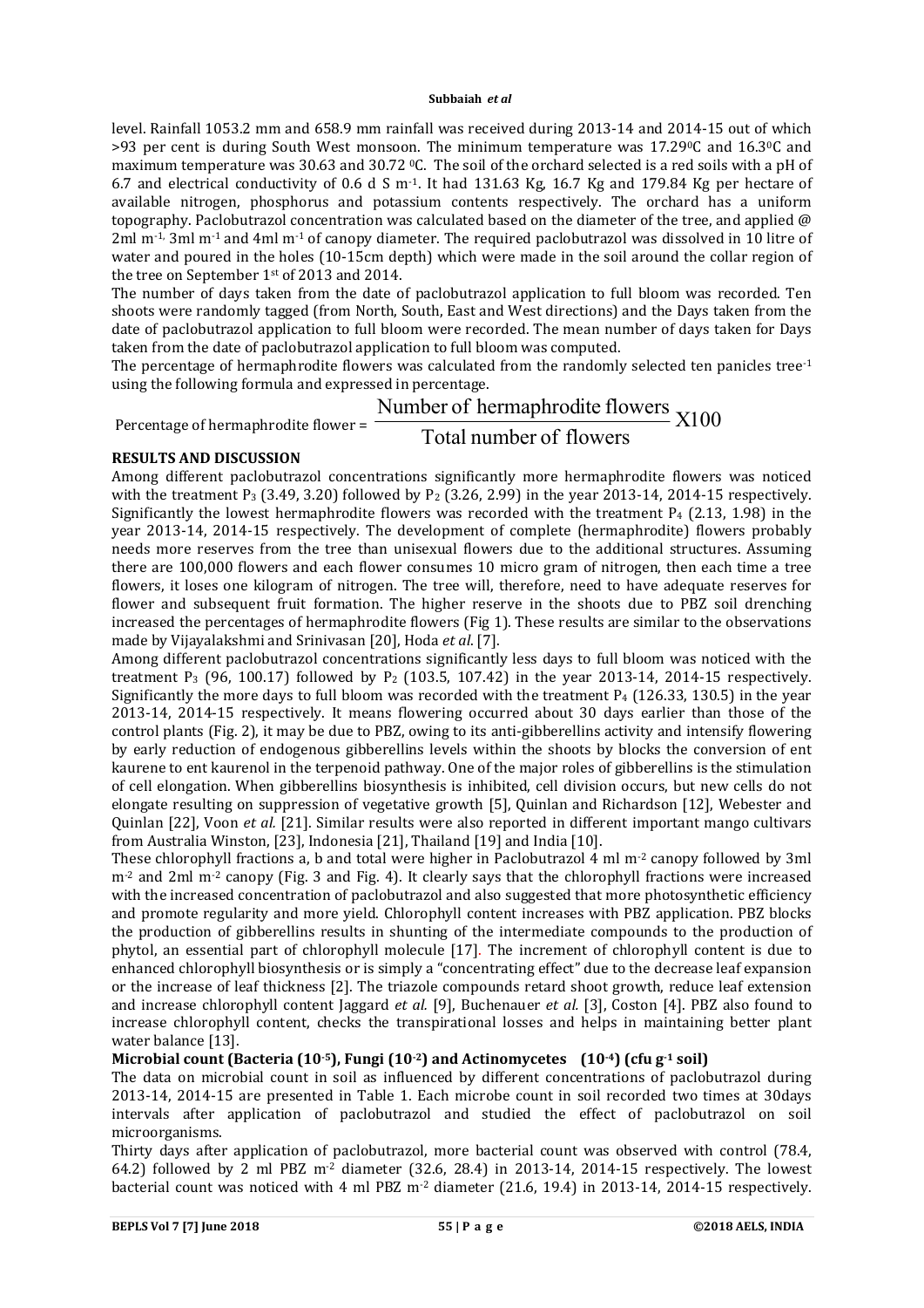level. Rainfall 1053.2 mm and 658.9 mm rainfall was received during 2013-14 and 2014-15 out of which >93 per cent is during South West monsoon. The minimum temperature was 17.29$^0$C and 16.3$^0$C and maximum temperature was 30.63 and 30.72 $^0$C. The soil of the orchard selected is a red soils with a pH of 6.7 and electrical conductivity of 0.6 d S m$^{-1}$. It had 131.63 Kg, 16.7 Kg and 179.84 Kg per hectare of available nitrogen, phosphorus and potassium contents respectively. The orchard has a uniform topography. Paclobutrazol concentration was calculated based on the diameter of the tree, and applied @ 2ml m$^{-1}$, 3ml m$^{-1}$ and 4ml m$^{-1}$ of canopy diameter. The required paclobutrazol was dissolved in 10 litre of water and poured in the holes (10-15cm depth) which were made in the soil around the collar region of the tree on September 1$^{st}$ of 2013 and 2014.

The number of days taken from the date of paclobutrazol application to full bloom was recorded. Ten shoots were randomly tagged (from North, South, East and West directions) and the Days taken from the date of paclobutrazol application to full bloom were recorded. The mean number of days taken for Days taken from the date of paclobutrazol application to full bloom was computed.

The percentage of hermaphrodite flowers was calculated from the randomly selected ten panicles tree$^{-1}$ using the following formula and expressed in percentage.

$$\text{Percentage of hermaphrodite flower} = \frac{\text{Number of hermaphrodite flowers}}{\text{Total number of flowers}} \text{X}100$$

**RESULTS AND DISCUSSION**

Among different paclobutrazol concentrations significantly more hermaphrodite flowers was noticed with the treatment $P_3$ (3.49, 3.20) followed by $P_2$ (3.26, 2.99) in the year 2013-14, 2014-15 respectively. Significantly the lowest hermaphrodite flowers was recorded with the treatment $P_4$ (2.13, 1.98) in the year 2013-14, 2014-15 respectively. The development of complete (hermaphrodite) flowers probably needs more reserves from the tree than unisexual flowers due to the additional structures. Assuming there are 100,000 flowers and each flower consumes 10 micro gram of nitrogen, then each time a tree flowers, it loses one kilogram of nitrogen. The tree will, therefore, need to have adequate reserves for flower and subsequent fruit formation. The higher reserve in the shoots due to PBZ soil drenching increased the percentages of hermaphrodite flowers (Fig 1). These results are similar to the observations made by Vijayalakshmi and Srinivasan [20], Hoda *et al*. [7].

Among different paclobutrazol concentrations significantly less days to full bloom was noticed with the treatment $P_3$ (96, 100.17) followed by $P_2$ (103.5, 107.42) in the year 2013-14, 2014-15 respectively. Significantly the more days to full bloom was recorded with the treatment $P_4$ (126.33, 130.5) in the year 2013-14, 2014-15 respectively. It means flowering occurred about 30 days earlier than those of the control plants (Fig. 2), it may be due to PBZ, owing to its anti-gibberellins activity and intensify flowering by early reduction of endogenous gibberellins levels within the shoots by blocks the conversion of ent kaurene to ent kaurenol in the terpenoid pathway. One of the major roles of gibberellins is the stimulation of cell elongation. When gibberellins biosynthesis is inhibited, cell division occurs, but new cells do not elongate resulting on suppression of vegetative growth [5], Quinlan and Richardson [12], Webester and Quinlan [22], Voon *et al.* [21]. Similar results were also reported in different important mango cultivars from Australia Winston, [23], Indonesia [21], Thailand [19] and India [10].

These chlorophyll fractions a, b and total were higher in Paclobutrazol 4 ml m$^{-2}$ canopy followed by 3ml m$^{-2}$ and 2ml m$^{-2}$ canopy (Fig. 3 and Fig. 4). It clearly says that the chlorophyll fractions were increased with the increased concentration of paclobutrazol and also suggested that more photosynthetic efficiency and promote regularity and more yield. Chlorophyll content increases with PBZ application. PBZ blocks the production of gibberellins results in shunting of the intermediate compounds to the production of phytol, an essential part of chlorophyll molecule [17]. The increment of chlorophyll content is due to enhanced chlorophyll biosynthesis or is simply a "concentrating effect" due to the decrease leaf expansion or the increase of leaf thickness [2]. The triazole compounds retard shoot growth, reduce leaf extension and increase chlorophyll content Jaggard *et al.* [9], Buchenauer *et al.* [3], Coston [4]. PBZ also found to increase chlorophyll content, checks the transpirational losses and helps in maintaining better plant water balance [13].

**Microbial count (Bacteria ($10^{-5}$), Fungi ($10^{-2}$) and Actinomycetes ($10^{-4}$) (cfu g$^{-1}$ soil)**

The data on microbial count in soil as influenced by different concentrations of paclobutrazol during 2013-14, 2014-15 are presented in Table 1. Each microbe count in soil recorded two times at 30days intervals after application of paclobutrazol and studied the effect of paclobutrazol on soil microorganisms.

Thirty days after application of paclobutrazol, more bacterial count was observed with control (78.4, 64.2) followed by 2 ml PBZ m$^{-2}$ diameter (32.6, 28.4) in 2013-14, 2014-15 respectively. The lowest bacterial count was noticed with 4 ml PBZ m$^{-2}$ diameter (21.6, 19.4) in 2013-14, 2014-15 respectively.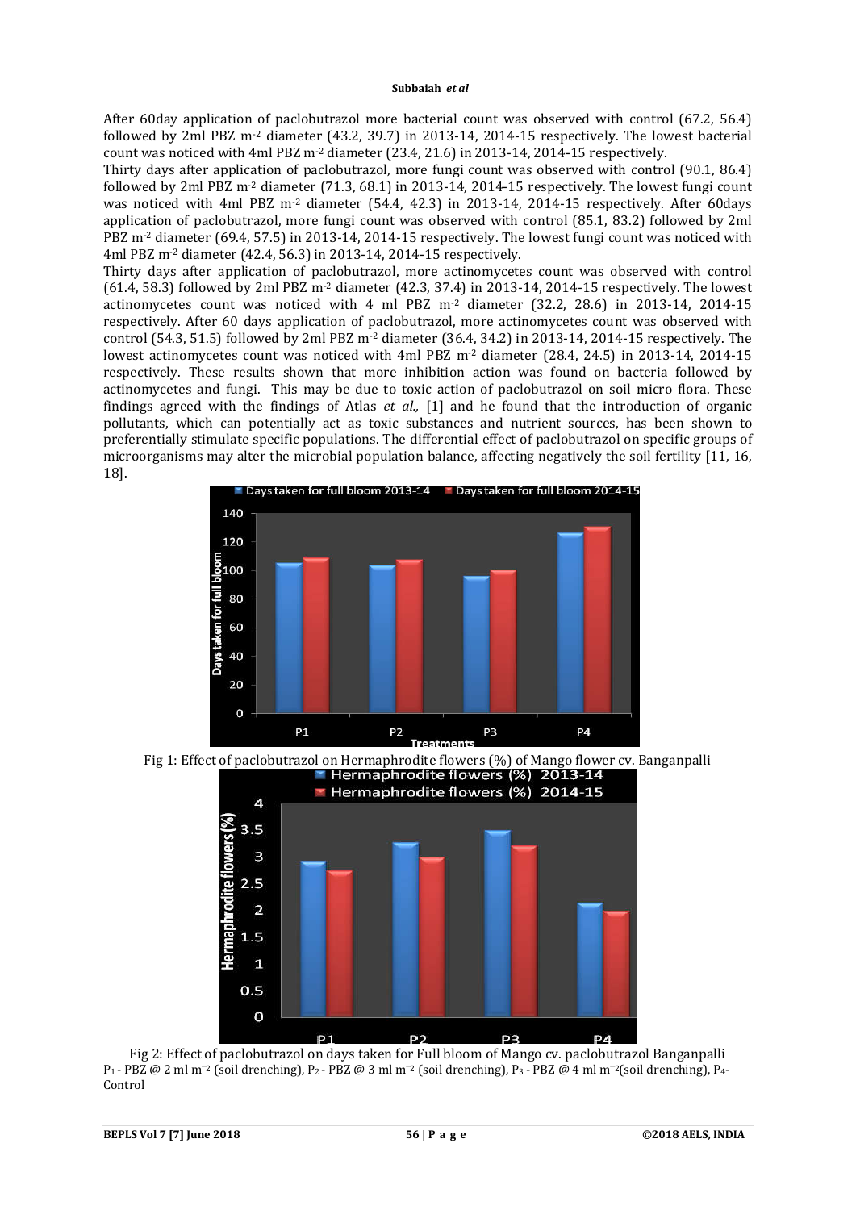After 60day application of paclobutrazol more bacterial count was observed with control (67.2, 56.4) followed by 2ml PBZ $m^{-2}$ diameter (43.2, 39.7) in 2013-14, 2014-15 respectively. The lowest bacterial count was noticed with 4ml PBZ $m^{-2}$ diameter (23.4, 21.6) in 2013-14, 2014-15 respectively.

Thirty days after application of paclobutrazol, more fungi count was observed with control (90.1, 86.4) followed by 2ml PBZ $m^{-2}$ diameter (71.3, 68.1) in 2013-14, 2014-15 respectively. The lowest fungi count was noticed with 4ml PBZ $m^{-2}$ diameter (54.4, 42.3) in 2013-14, 2014-15 respectively. After 60days application of paclobutrazol, more fungi count was observed with control (85.1, 83.2) followed by 2ml PBZ $m^{-2}$ diameter (69.4, 57.5) in 2013-14, 2014-15 respectively. The lowest fungi count was noticed with 4ml PBZ $m^{-2}$ diameter (42.4, 56.3) in 2013-14, 2014-15 respectively.

Thirty days after application of paclobutrazol, more actinomycetes count was observed with control (61.4, 58.3) followed by 2ml PBZ $m^{-2}$ diameter (42.3, 37.4) in 2013-14, 2014-15 respectively. The lowest actinomycetes count was noticed with 4 ml PBZ $m^{-2}$ diameter (32.2, 28.6) in 2013-14, 2014-15 respectively. After 60 days application of paclobutrazol, more actinomycetes count was observed with control (54.3, 51.5) followed by 2ml PBZ $m^{-2}$ diameter (36.4, 34.2) in 2013-14, 2014-15 respectively. The lowest actinomycetes count was noticed with 4ml PBZ $m^{-2}$ diameter (28.4, 24.5) in 2013-14, 2014-15 respectively. These results shown that more inhibition action was found on bacteria followed by actinomycetes and fungi. This may be due to toxic action of paclobutrazol on soil micro flora. These findings agreed with the findings of Atlas *et al.,* [1] and he found that the introduction of organic pollutants, which can potentially act as toxic substances and nutrient sources, has been shown to preferentially stimulate specific populations. The differential effect of paclobutrazol on specific groups of microorganisms may alter the microbial population balance, affecting negatively the soil fertility [11, 16, 18].

Fig 1: Effect of paclobutrazol on Hermaphrodite flowers (%) of Mango flower cv. Banganpalli

Fig 2: Effect of paclobutrazol on days taken for Full bloom of Mango cv. paclobutrazol Banganpalli

$P_1$ - PBZ @ 2 ml $m^{-2}$ (soil drenching), $P_2$ - PBZ @ 3 ml $m^{-2}$ (soil drenching), $P_3$ - PBZ @ 4 ml $m^{-2}$(soil drenching), $P_4$- Control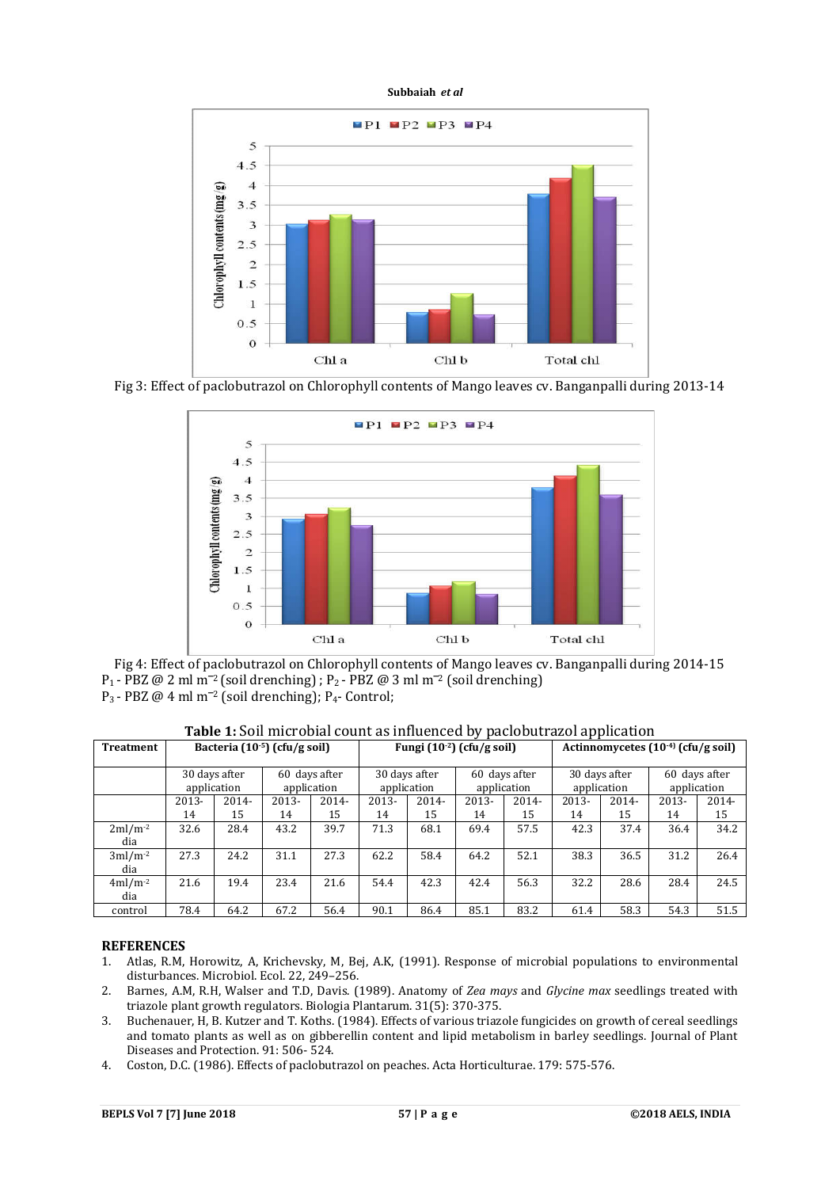Fig 3: Effect of paclobutrazol on Chlorophyll contents of Mango leaves cv. Banganpalli during 2013-14

Fig 4: Effect of paclobutrazol on Chlorophyll contents of Mango leaves cv. Banganpalli during 2014-15

$P_1$ - PBZ @ 2 ml $m^{-2}$ (soil drenching) ; $P_2$ - PBZ @ 3 ml $m^{-2}$ (soil drenching)

$P_3$ - PBZ @ 4 ml $m^{-2}$ (soil drenching); $P_4$- Control;

**Table 1:** Soil microbial count as influenced by paclobutrazol application

| Treatment | Bacteria ($10^{-5}$) (cfu/g soil) | | | | Fungi ($10^{-2}$) (cfu/g soil) | | | | Actinnomycetes ($10^{-4}$) (cfu/g soil) | | | |
|---|---|---|---|---|---|---|---|---|---|---|---|---|
| | 30 days after application | | 60 days after application | | 30 days after application | | 60 days after application | | 30 days after application | | 60 days after application | |
| | 2013-14 | 2014-15 | 2013-14 | 2014-15 | 2013-14 | 2014-15 | 2013-14 | 2014-15 | 2013-14 | 2014-15 | 2013-14 | 2014-15 |
| 2ml/m$^{-2}$ dia | 32.6 | 28.4 | 43.2 | 39.7 | 71.3 | 68.1 | 69.4 | 57.5 | 42.3 | 37.4 | 36.4 | 34.2 |
| 3ml/m$^{-2}$ dia | 27.3 | 24.2 | 31.1 | 27.3 | 62.2 | 58.4 | 64.2 | 52.1 | 38.3 | 36.5 | 31.2 | 26.4 |
| 4ml/m$^{-2}$ dia | 21.6 | 19.4 | 23.4 | 21.6 | 54.4 | 42.3 | 42.4 | 56.3 | 32.2 | 28.6 | 28.4 | 24.5 |
| control | 78.4 | 64.2 | 67.2 | 56.4 | 90.1 | 86.4 | 85.1 | 83.2 | 61.4 | 58.3 | 54.3 | 51.5 |

## REFERENCES

1. Atlas, R.M, Horowitz, A, Krichevsky, M, Bej, A.K, (1991). Response of microbial populations to environmental disturbances. Microbiol. Ecol. 22, 249–256.
2. Barnes, A.M, R.H, Walser and T.D, Davis. (1989). Anatomy of *Zea mays* and *Glycine max* seedlings treated with triazole plant growth regulators. Biologia Plantarum. 31(5): 370-375.
3. Buchenauer, H, B. Kutzer and T. Koths. (1984). Effects of various triazole fungicides on growth of cereal seedlings and tomato plants as well as on gibberellin content and lipid metabolism in barley seedlings. Journal of Plant Diseases and Protection. 91: 506- 524.
4. Coston, D.C. (1986). Effects of paclobutrazol on peaches. Acta Horticulturae. 179: 575-576.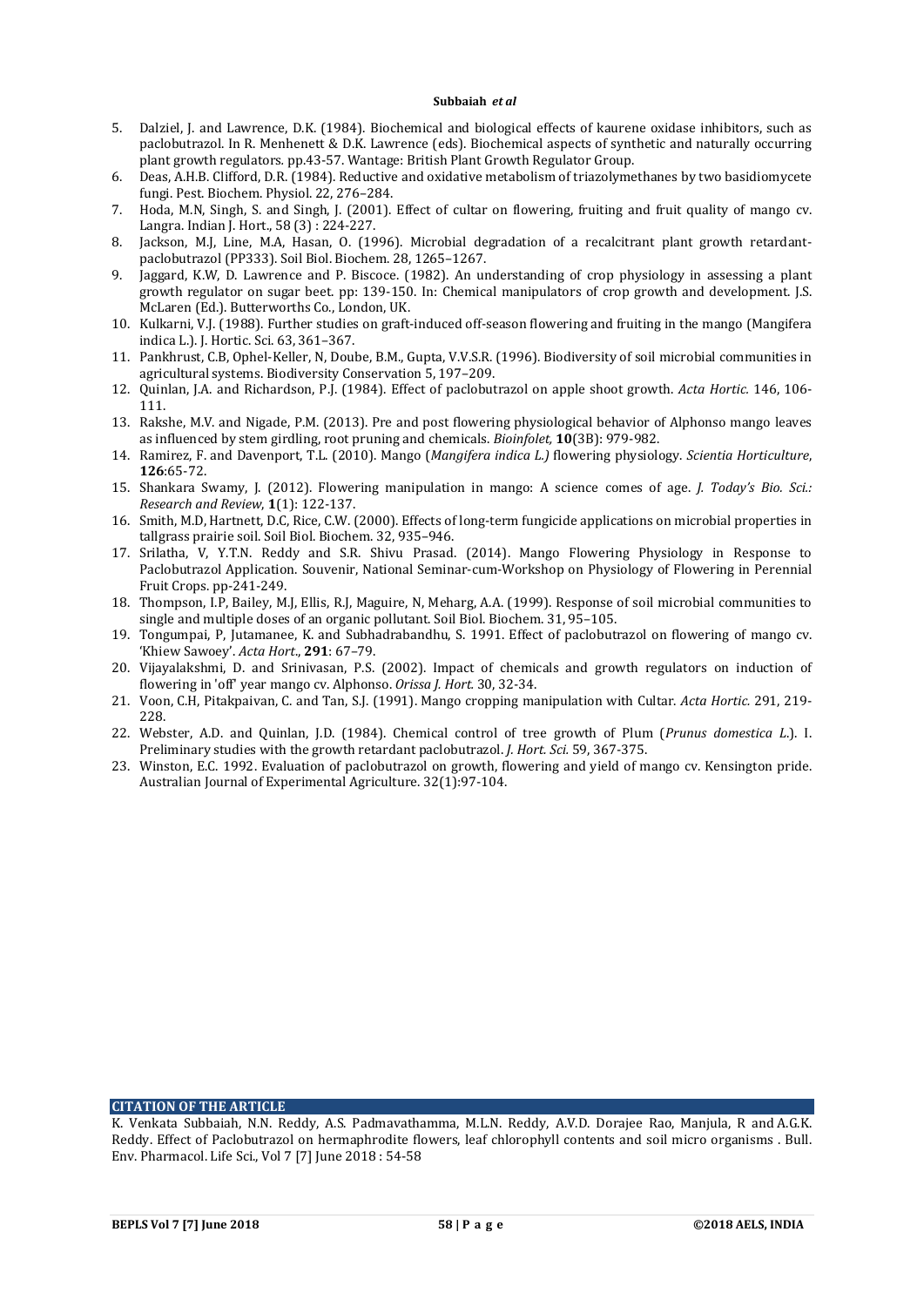5. Dalziel, J. and Lawrence, D.K. (1984). Biochemical and biological effects of kaurene oxidase inhibitors, such as paclobutrazol. In R. Menhenett & D.K. Lawrence (eds). Biochemical aspects of synthetic and naturally occurring plant growth regulators. pp.43-57. Wantage: British Plant Growth Regulator Group.
6. Deas, A.H.B. Clifford, D.R. (1984). Reductive and oxidative metabolism of triazolymethanes by two basidiomycete fungi. Pest. Biochem. Physiol. 22, 276–284.
7. Hoda, M.N, Singh, S. and Singh, J. (2001). Effect of cultar on flowering, fruiting and fruit quality of mango cv. Langra. Indian J. Hort., 58 (3) : 224-227.
8. Jackson, M.J, Line, M.A, Hasan, O. (1996). Microbial degradation of a recalcitrant plant growth retardant-paclobutrazol (PP333). Soil Biol. Biochem. 28, 1265–1267.
9. Jaggard, K.W, D. Lawrence and P. Biscoce. (1982). An understanding of crop physiology in assessing a plant growth regulator on sugar beet. pp: 139-150. In: Chemical manipulators of crop growth and development. J.S. McLaren (Ed.). Butterworths Co., London, UK.
10. Kulkarni, V.J. (1988). Further studies on graft-induced off-season flowering and fruiting in the mango (Mangifera indica L.). J. Hortic. Sci. 63, 361–367.
11. Pankhrust, C.B, Ophel-Keller, N, Doube, B.M., Gupta, V.V.S.R. (1996). Biodiversity of soil microbial communities in agricultural systems. Biodiversity Conservation 5, 197–209.
12. Quinlan, J.A. and Richardson, P.J. (1984). Effect of paclobutrazol on apple shoot growth. *Acta Hortic*. 146, 106-111.
13. Rakshe, M.V. and Nigade, P.M. (2013). Pre and post flowering physiological behavior of Alphonso mango leaves as influenced by stem girdling, root pruning and chemicals. *Bioinfolet,* **10**(3B): 979-982.
14. Ramirez, F. and Davenport, T.L. (2010). Mango (*Mangifera indica L.)* flowering physiology. *Scientia Horticulture*, **126**:65-72.
15. Shankara Swamy, J. (2012). Flowering manipulation in mango: A science comes of age. *J. Today's Bio. Sci.: Research and Review*, **1**(1): 122-137.
16. Smith, M.D, Hartnett, D.C, Rice, C.W. (2000). Effects of long-term fungicide applications on microbial properties in tallgrass prairie soil. Soil Biol. Biochem. 32, 935–946.
17. Srilatha, V, Y.T.N. Reddy and S.R. Shivu Prasad. (2014). Mango Flowering Physiology in Response to Paclobutrazol Application. Souvenir, National Seminar-cum-Workshop on Physiology of Flowering in Perennial Fruit Crops. pp-241-249.
18. Thompson, I.P, Bailey, M.J, Ellis, R.J, Maguire, N, Meharg, A.A. (1999). Response of soil microbial communities to single and multiple doses of an organic pollutant. Soil Biol. Biochem. 31, 95–105.
19. Tongumpai, P, Jutamanee, K. and Subhadrabandhu, S. 1991. Effect of paclobutrazol on flowering of mango cv. 'Khiew Sawoey'. *Acta Hort*., **291**: 67–79.
20. Vijayalakshmi, D. and Srinivasan, P.S. (2002). Impact of chemicals and growth regulators on induction of flowering in 'off' year mango cv. Alphonso. *Orissa J. Hort.* 30, 32-34.
21. Voon, C.H, Pitakpaivan, C. and Tan, S.J. (1991). Mango cropping manipulation with Cultar. *Acta Hortic.* 291, 219-228.
22. Webster, A.D. and Quinlan, J.D. (1984). Chemical control of tree growth of Plum (*Prunus domestica L*.). I. Preliminary studies with the growth retardant paclobutrazol. *J. Hort. Sci.* 59, 367-375.
23. Winston, E.C. 1992. Evaluation of paclobutrazol on growth, flowering and yield of mango cv. Kensington pride. Australian Journal of Experimental Agriculture. 32(1):97-104.

**CITATION OF THE ARTICLE**

K. Venkata Subbaiah, N.N. Reddy, A.S. Padmavathamma, M.L.N. Reddy, A.V.D. Dorajee Rao, Manjula, R and A.G.K. Reddy. Effect of Paclobutrazol on hermaphrodite flowers, leaf chlorophyll contents and soil micro organisms . Bull. Env. Pharmacol. Life Sci., Vol 7 [7] June 2018 : 54-58